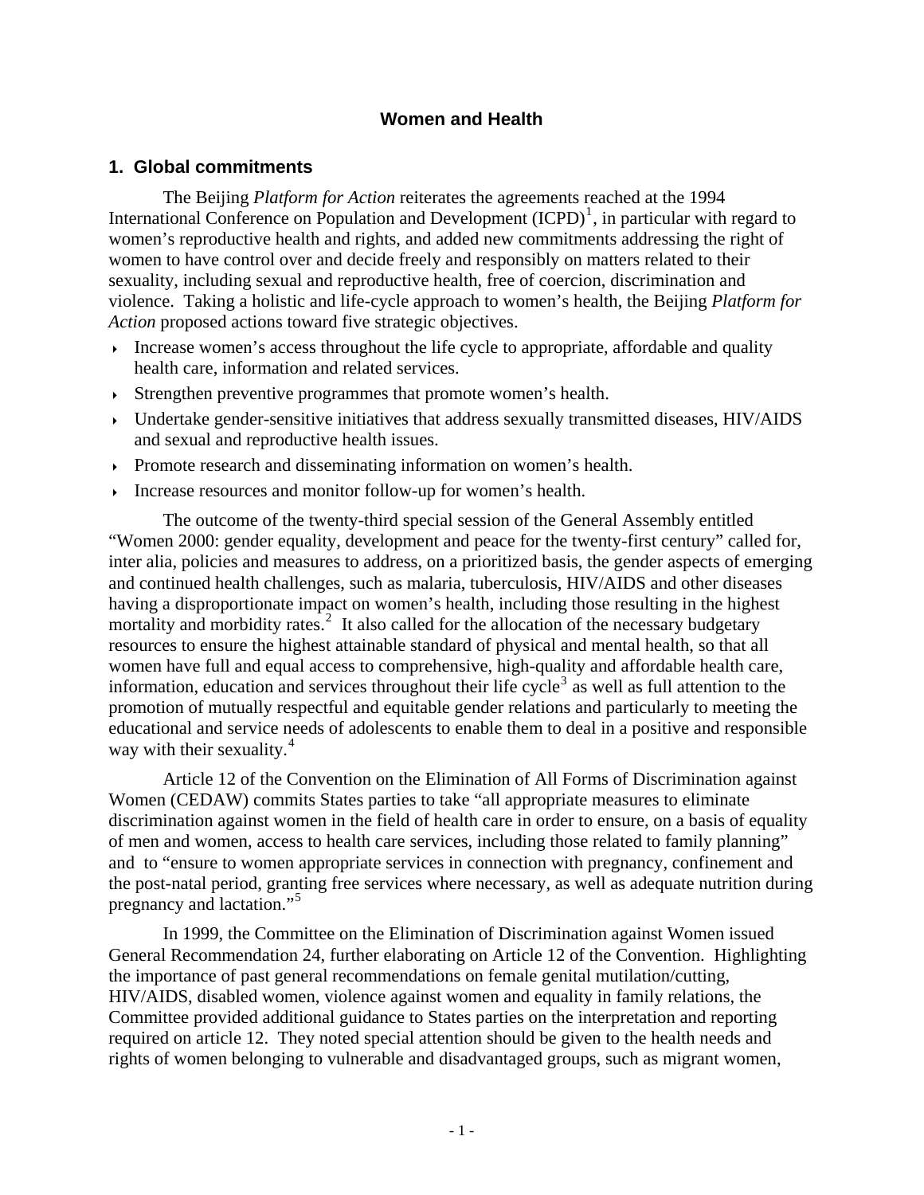# Women and Health

## 1. Global commitments

The Beijing *Platform for Action* reiterates the agreements reached at the 1994 International Conference on Population and Development (ICPD)[1], in particular with regard to women's reproductive health and rights, and added new commitments addressing the right of women to have control over and decide freely and responsibly on matters related to their sexuality, including sexual and reproductive health, free of coercion, discrimination and violence. Taking a holistic and life-cycle approach to women's health, the Beijing *Platform for Action* proposed actions toward five strategic objectives.

- Increase women's access throughout the life cycle to appropriate, affordable and quality health care, information and related services.
- Strengthen preventive programmes that promote women's health.
- Undertake gender-sensitive initiatives that address sexually transmitted diseases, HIV/AIDS and sexual and reproductive health issues.
- Promote research and disseminating information on women's health.
- Increase resources and monitor follow-up for women's health.

The outcome of the twenty-third special session of the General Assembly entitled "Women 2000: gender equality, development and peace for the twenty-first century" called for, inter alia, policies and measures to address, on a prioritized basis, the gender aspects of emerging and continued health challenges, such as malaria, tuberculosis, HIV/AIDS and other diseases having a disproportionate impact on women's health, including those resulting in the highest mortality and morbidity rates.[2] It also called for the allocation of the necessary budgetary resources to ensure the highest attainable standard of physical and mental health, so that all women have full and equal access to comprehensive, high-quality and affordable health care, information, education and services throughout their life cycle[3] as well as full attention to the promotion of mutually respectful and equitable gender relations and particularly to meeting the educational and service needs of adolescents to enable them to deal in a positive and responsible way with their sexuality.[4]

Article 12 of the Convention on the Elimination of All Forms of Discrimination against Women (CEDAW) commits States parties to take "all appropriate measures to eliminate discrimination against women in the field of health care in order to ensure, on a basis of equality of men and women, access to health care services, including those related to family planning" and to "ensure to women appropriate services in connection with pregnancy, confinement and the post-natal period, granting free services where necessary, as well as adequate nutrition during pregnancy and lactation."[5]

In 1999, the Committee on the Elimination of Discrimination against Women issued General Recommendation 24, further elaborating on Article 12 of the Convention. Highlighting the importance of past general recommendations on female genital mutilation/cutting, HIV/AIDS, disabled women, violence against women and equality in family relations, the Committee provided additional guidance to States parties on the interpretation and reporting required on article 12. They noted special attention should be given to the health needs and rights of women belonging to vulnerable and disadvantaged groups, such as migrant women,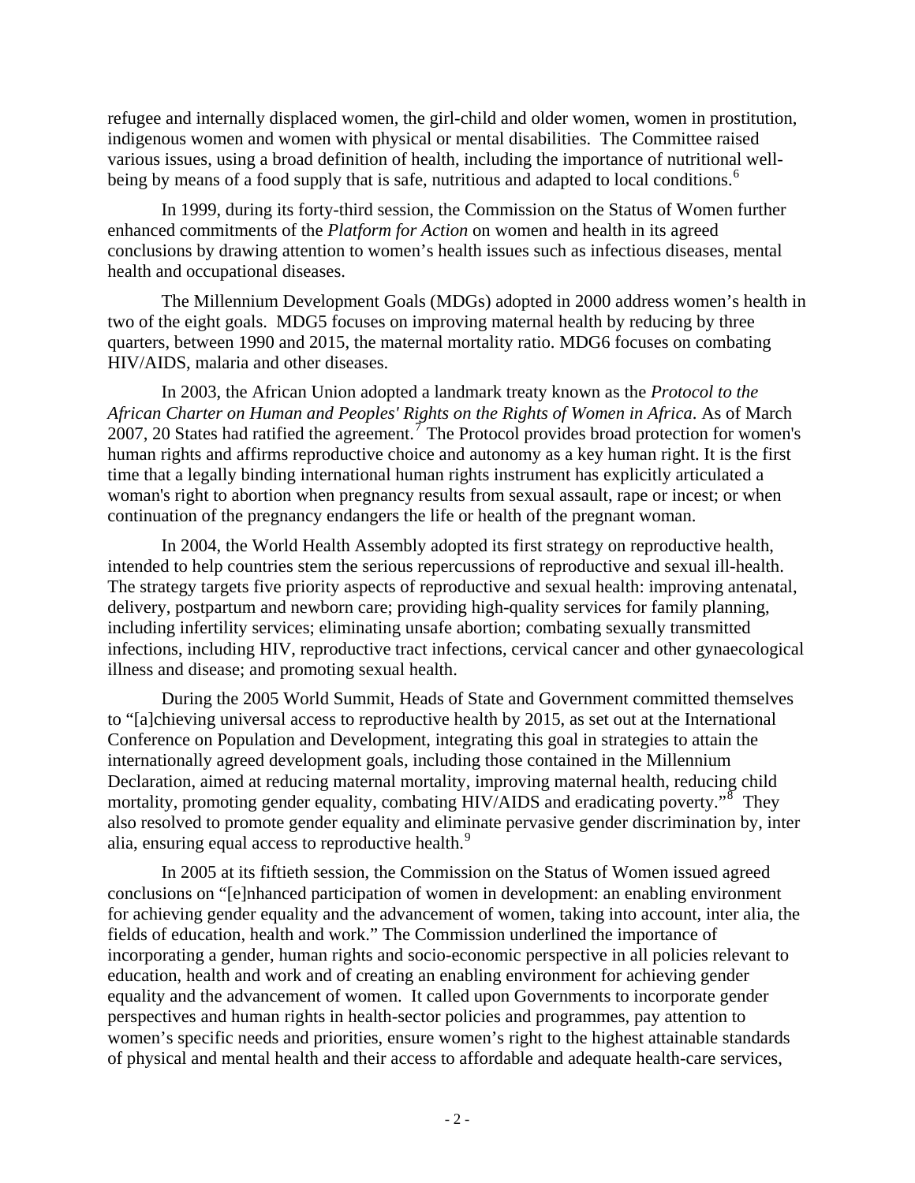refugee and internally displaced women, the girl-child and older women, women in prostitution, indigenous women and women with physical or mental disabilities. The Committee raised various issues, using a broad definition of health, including the importance of nutritional well-being by means of a food supply that is safe, nutritious and adapted to local conditions.[6]

In 1999, during its forty-third session, the Commission on the Status of Women further enhanced commitments of the *Platform for Action* on women and health in its agreed conclusions by drawing attention to women's health issues such as infectious diseases, mental health and occupational diseases.

The Millennium Development Goals (MDGs) adopted in 2000 address women's health in two of the eight goals. MDG5 focuses on improving maternal health by reducing by three quarters, between 1990 and 2015, the maternal mortality ratio. MDG6 focuses on combating HIV/AIDS, malaria and other diseases.

In 2003, the African Union adopted a landmark treaty known as the *Protocol to the African Charter on Human and Peoples' Rights on the Rights of Women in Africa*. As of March 2007, 20 States had ratified the agreement.[7] The Protocol provides broad protection for women's human rights and affirms reproductive choice and autonomy as a key human right. It is the first time that a legally binding international human rights instrument has explicitly articulated a woman's right to abortion when pregnancy results from sexual assault, rape or incest; or when continuation of the pregnancy endangers the life or health of the pregnant woman.

In 2004, the World Health Assembly adopted its first strategy on reproductive health, intended to help countries stem the serious repercussions of reproductive and sexual ill-health. The strategy targets five priority aspects of reproductive and sexual health: improving antenatal, delivery, postpartum and newborn care; providing high-quality services for family planning, including infertility services; eliminating unsafe abortion; combating sexually transmitted infections, including HIV, reproductive tract infections, cervical cancer and other gynaecological illness and disease; and promoting sexual health.

During the 2005 World Summit, Heads of State and Government committed themselves to "[a]chieving universal access to reproductive health by 2015, as set out at the International Conference on Population and Development, integrating this goal in strategies to attain the internationally agreed development goals, including those contained in the Millennium Declaration, aimed at reducing maternal mortality, improving maternal health, reducing child mortality, promoting gender equality, combating HIV/AIDS and eradicating poverty."[8] They also resolved to promote gender equality and eliminate pervasive gender discrimination by, inter alia, ensuring equal access to reproductive health.[9]

In 2005 at its fiftieth session, the Commission on the Status of Women issued agreed conclusions on "[e]nhanced participation of women in development: an enabling environment for achieving gender equality and the advancement of women, taking into account, inter alia, the fields of education, health and work." The Commission underlined the importance of incorporating a gender, human rights and socio-economic perspective in all policies relevant to education, health and work and of creating an enabling environment for achieving gender equality and the advancement of women. It called upon Governments to incorporate gender perspectives and human rights in health-sector policies and programmes, pay attention to women's specific needs and priorities, ensure women's right to the highest attainable standards of physical and mental health and their access to affordable and adequate health-care services,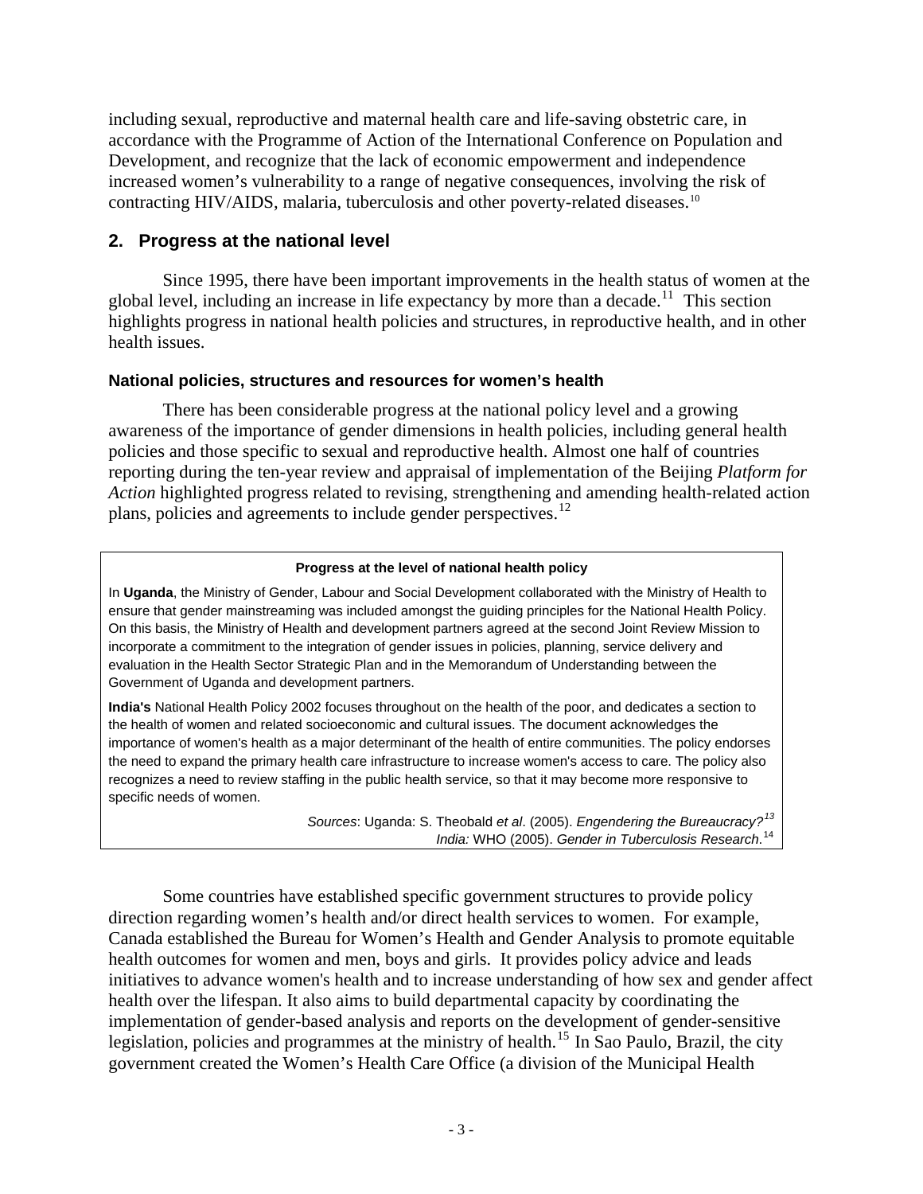including sexual, reproductive and maternal health care and life-saving obstetric care, in accordance with the Programme of Action of the International Conference on Population and Development, and recognize that the lack of economic empowerment and independence increased women's vulnerability to a range of negative consequences, involving the risk of contracting HIV/AIDS, malaria, tuberculosis and other poverty-related diseases.[10]

## 2. Progress at the national level

Since 1995, there have been important improvements in the health status of women at the global level, including an increase in life expectancy by more than a decade.[11] This section highlights progress in national health policies and structures, in reproductive health, and in other health issues.

### National policies, structures and resources for women's health

There has been considerable progress at the national policy level and a growing awareness of the importance of gender dimensions in health policies, including general health policies and those specific to sexual and reproductive health. Almost one half of countries reporting during the ten-year review and appraisal of implementation of the Beijing *Platform for Action* highlighted progress related to revising, strengthening and amending health-related action plans, policies and agreements to include gender perspectives.[12]

> **Progress at the level of national health policy**
>
> In **Uganda**, the Ministry of Gender, Labour and Social Development collaborated with the Ministry of Health to ensure that gender mainstreaming was included amongst the guiding principles for the National Health Policy. On this basis, the Ministry of Health and development partners agreed at the second Joint Review Mission to incorporate a commitment to the integration of gender issues in policies, planning, service delivery and evaluation in the Health Sector Strategic Plan and in the Memorandum of Understanding between the Government of Uganda and development partners.
>
> **India's** National Health Policy 2002 focuses throughout on the health of the poor, and dedicates a section to the health of women and related socioeconomic and cultural issues. The document acknowledges the importance of women's health as a major determinant of the health of entire communities. The policy endorses the need to expand the primary health care infrastructure to increase women's access to care. The policy also recognizes a need to review staffing in the public health service, so that it may become more responsive to specific needs of women.
>
> *Sources*: Uganda: S. Theobald *et al*. (2005). *Engendering the Bureaucracy?*[13]
> *India:* WHO (2005). *Gender in Tuberculosis Research*.[14]

Some countries have established specific government structures to provide policy direction regarding women's health and/or direct health services to women. For example, Canada established the Bureau for Women's Health and Gender Analysis to promote equitable health outcomes for women and men, boys and girls. It provides policy advice and leads initiatives to advance women's health and to increase understanding of how sex and gender affect health over the lifespan. It also aims to build departmental capacity by coordinating the implementation of gender-based analysis and reports on the development of gender-sensitive legislation, policies and programmes at the ministry of health.[15] In Sao Paulo, Brazil, the city government created the Women's Health Care Office (a division of the Municipal Health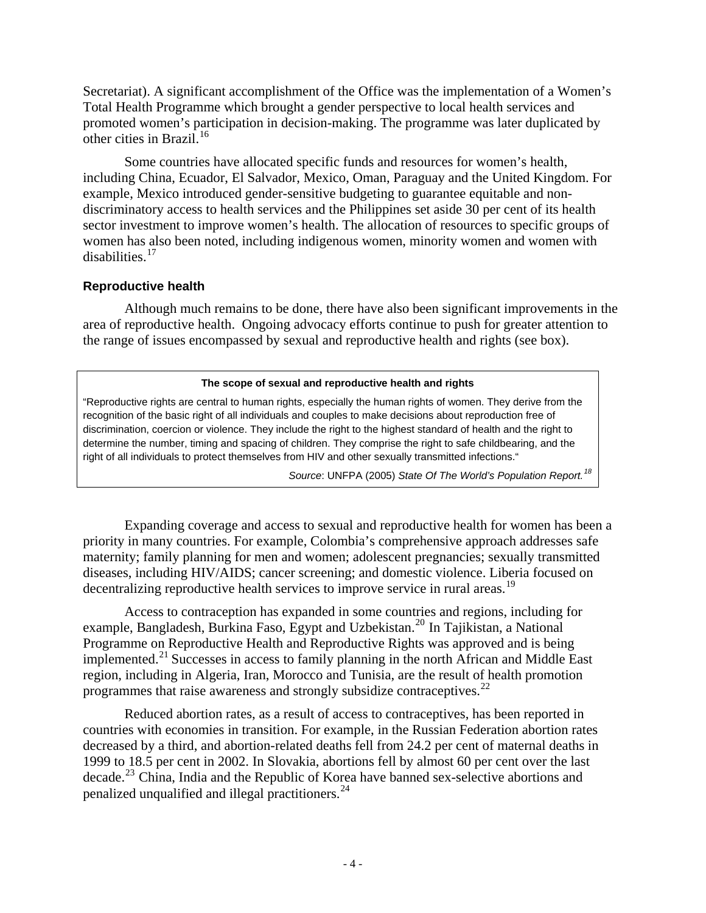Secretariat). A significant accomplishment of the Office was the implementation of a Women's Total Health Programme which brought a gender perspective to local health services and promoted women's participation in decision-making. The programme was later duplicated by other cities in Brazil.[16]

Some countries have allocated specific funds and resources for women's health, including China, Ecuador, El Salvador, Mexico, Oman, Paraguay and the United Kingdom. For example, Mexico introduced gender-sensitive budgeting to guarantee equitable and non-discriminatory access to health services and the Philippines set aside 30 per cent of its health sector investment to improve women's health. The allocation of resources to specific groups of women has also been noted, including indigenous women, minority women and women with disabilities.[17]

### Reproductive health

Although much remains to be done, there have also been significant improvements in the area of reproductive health. Ongoing advocacy efforts continue to push for greater attention to the range of issues encompassed by sexual and reproductive health and rights (see box).

> **The scope of sexual and reproductive health and rights**
>
> "Reproductive rights are central to human rights, especially the human rights of women. They derive from the recognition of the basic right of all individuals and couples to make decisions about reproduction free of discrimination, coercion or violence. They include the right to the highest standard of health and the right to determine the number, timing and spacing of children. They comprise the right to safe childbearing, and the right of all individuals to protect themselves from HIV and other sexually transmitted infections."
>
> *Source*: UNFPA (2005) *State Of The World's Population Report.*[18]

Expanding coverage and access to sexual and reproductive health for women has been a priority in many countries. For example, Colombia's comprehensive approach addresses safe maternity; family planning for men and women; adolescent pregnancies; sexually transmitted diseases, including HIV/AIDS; cancer screening; and domestic violence. Liberia focused on decentralizing reproductive health services to improve service in rural areas.[19]

Access to contraception has expanded in some countries and regions, including for example, Bangladesh, Burkina Faso, Egypt and Uzbekistan.[20] In Tajikistan, a National Programme on Reproductive Health and Reproductive Rights was approved and is being implemented.[21] Successes in access to family planning in the north African and Middle East region, including in Algeria, Iran, Morocco and Tunisia, are the result of health promotion programmes that raise awareness and strongly subsidize contraceptives.[22]

Reduced abortion rates, as a result of access to contraceptives, has been reported in countries with economies in transition. For example, in the Russian Federation abortion rates decreased by a third, and abortion-related deaths fell from 24.2 per cent of maternal deaths in 1999 to 18.5 per cent in 2002. In Slovakia, abortions fell by almost 60 per cent over the last decade.[23] China, India and the Republic of Korea have banned sex-selective abortions and penalized unqualified and illegal practitioners.[24]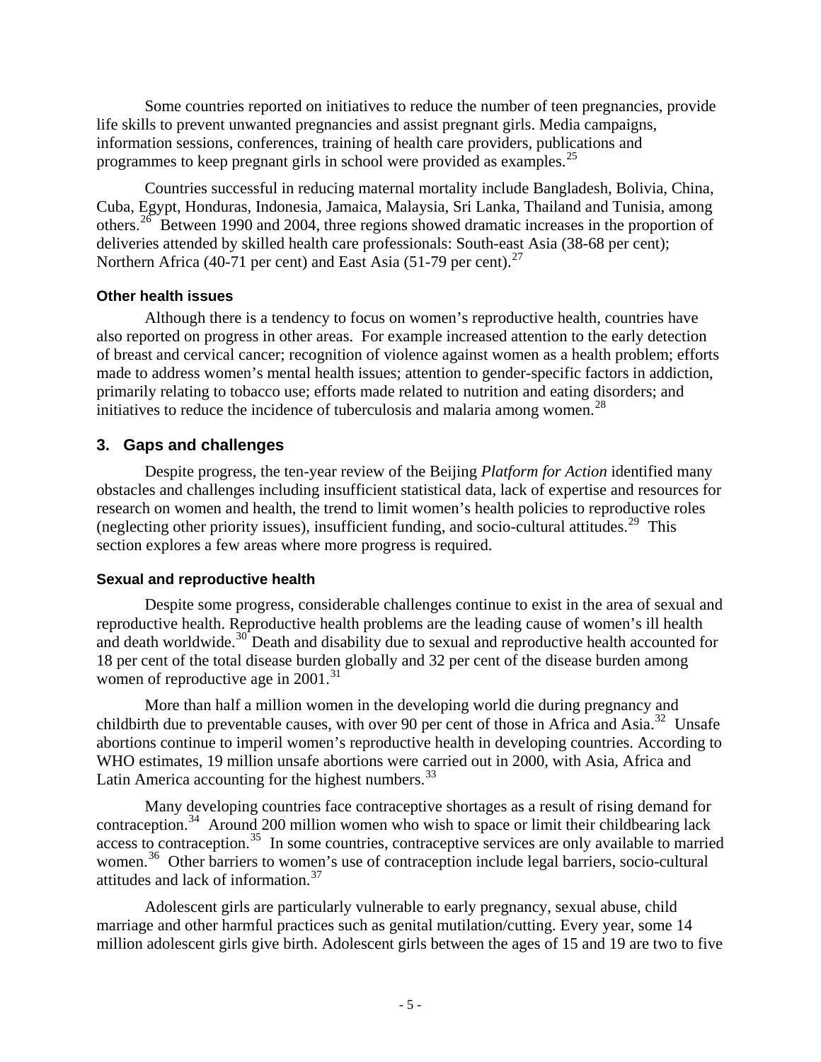Some countries reported on initiatives to reduce the number of teen pregnancies, provide life skills to prevent unwanted pregnancies and assist pregnant girls. Media campaigns, information sessions, conferences, training of health care providers, publications and programmes to keep pregnant girls in school were provided as examples.[25]

Countries successful in reducing maternal mortality include Bangladesh, Bolivia, China, Cuba, Egypt, Honduras, Indonesia, Jamaica, Malaysia, Sri Lanka, Thailand and Tunisia, among others.[26] Between 1990 and 2004, three regions showed dramatic increases in the proportion of deliveries attended by skilled health care professionals: South-east Asia (38-68 per cent); Northern Africa (40-71 per cent) and East Asia (51-79 per cent).[27]

#### Other health issues

Although there is a tendency to focus on women's reproductive health, countries have also reported on progress in other areas. For example increased attention to the early detection of breast and cervical cancer; recognition of violence against women as a health problem; efforts made to address women's mental health issues; attention to gender-specific factors in addiction, primarily relating to tobacco use; efforts made related to nutrition and eating disorders; and initiatives to reduce the incidence of tuberculosis and malaria among women.[28]

### 3. Gaps and challenges

Despite progress, the ten-year review of the Beijing *Platform for Action* identified many obstacles and challenges including insufficient statistical data, lack of expertise and resources for research on women and health, the trend to limit women's health policies to reproductive roles (neglecting other priority issues), insufficient funding, and socio-cultural attitudes.[29] This section explores a few areas where more progress is required.

#### Sexual and reproductive health

Despite some progress, considerable challenges continue to exist in the area of sexual and reproductive health. Reproductive health problems are the leading cause of women's ill health and death worldwide.[30] Death and disability due to sexual and reproductive health accounted for 18 per cent of the total disease burden globally and 32 per cent of the disease burden among women of reproductive age in 2001.[31]

More than half a million women in the developing world die during pregnancy and childbirth due to preventable causes, with over 90 per cent of those in Africa and Asia.[32] Unsafe abortions continue to imperil women's reproductive health in developing countries. According to WHO estimates, 19 million unsafe abortions were carried out in 2000, with Asia, Africa and Latin America accounting for the highest numbers.[33]

Many developing countries face contraceptive shortages as a result of rising demand for contraception.[34] Around 200 million women who wish to space or limit their childbearing lack access to contraception.[35] In some countries, contraceptive services are only available to married women.[36] Other barriers to women's use of contraception include legal barriers, socio-cultural attitudes and lack of information.[37]

Adolescent girls are particularly vulnerable to early pregnancy, sexual abuse, child marriage and other harmful practices such as genital mutilation/cutting. Every year, some 14 million adolescent girls give birth. Adolescent girls between the ages of 15 and 19 are two to five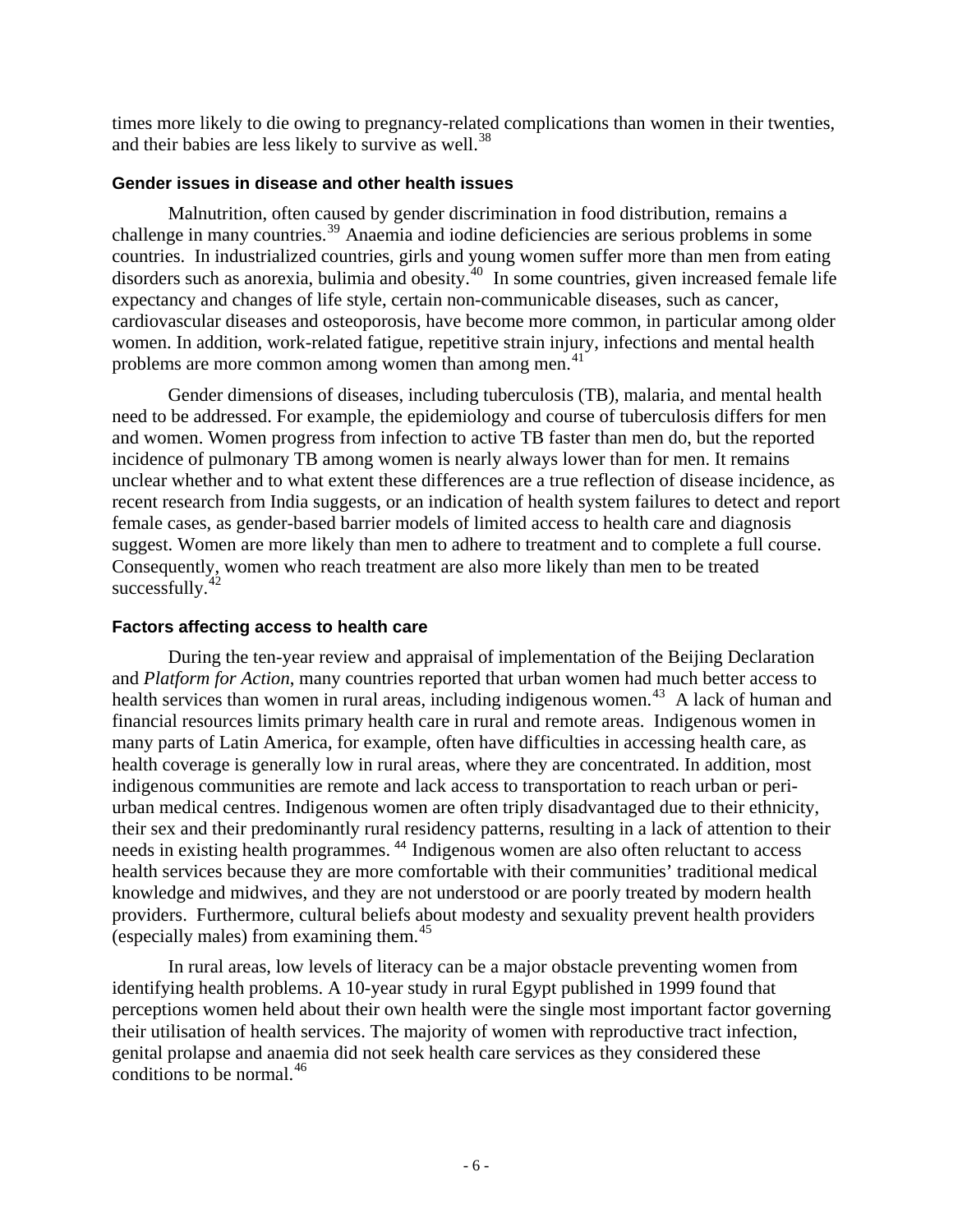times more likely to die owing to pregnancy-related complications than women in their twenties, and their babies are less likely to survive as well.[38]

### Gender issues in disease and other health issues

Malnutrition, often caused by gender discrimination in food distribution, remains a challenge in many countries.[39] Anaemia and iodine deficiencies are serious problems in some countries. In industrialized countries, girls and young women suffer more than men from eating disorders such as anorexia, bulimia and obesity.[40] In some countries, given increased female life expectancy and changes of life style, certain non-communicable diseases, such as cancer, cardiovascular diseases and osteoporosis, have become more common, in particular among older women. In addition, work-related fatigue, repetitive strain injury, infections and mental health problems are more common among women than among men.[41]

Gender dimensions of diseases, including tuberculosis (TB), malaria, and mental health need to be addressed. For example, the epidemiology and course of tuberculosis differs for men and women. Women progress from infection to active TB faster than men do, but the reported incidence of pulmonary TB among women is nearly always lower than for men. It remains unclear whether and to what extent these differences are a true reflection of disease incidence, as recent research from India suggests, or an indication of health system failures to detect and report female cases, as gender-based barrier models of limited access to health care and diagnosis suggest. Women are more likely than men to adhere to treatment and to complete a full course. Consequently, women who reach treatment are also more likely than men to be treated successfully.[42]

### Factors affecting access to health care

During the ten-year review and appraisal of implementation of the Beijing Declaration and *Platform for Action*, many countries reported that urban women had much better access to health services than women in rural areas, including indigenous women.[43] A lack of human and financial resources limits primary health care in rural and remote areas. Indigenous women in many parts of Latin America, for example, often have difficulties in accessing health care, as health coverage is generally low in rural areas, where they are concentrated. In addition, most indigenous communities are remote and lack access to transportation to reach urban or peri-urban medical centres. Indigenous women are often triply disadvantaged due to their ethnicity, their sex and their predominantly rural residency patterns, resulting in a lack of attention to their needs in existing health programmes.[44] Indigenous women are also often reluctant to access health services because they are more comfortable with their communities' traditional medical knowledge and midwives, and they are not understood or are poorly treated by modern health providers. Furthermore, cultural beliefs about modesty and sexuality prevent health providers (especially males) from examining them.[45]

In rural areas, low levels of literacy can be a major obstacle preventing women from identifying health problems. A 10-year study in rural Egypt published in 1999 found that perceptions women held about their own health were the single most important factor governing their utilisation of health services. The majority of women with reproductive tract infection, genital prolapse and anaemia did not seek health care services as they considered these conditions to be normal.[46]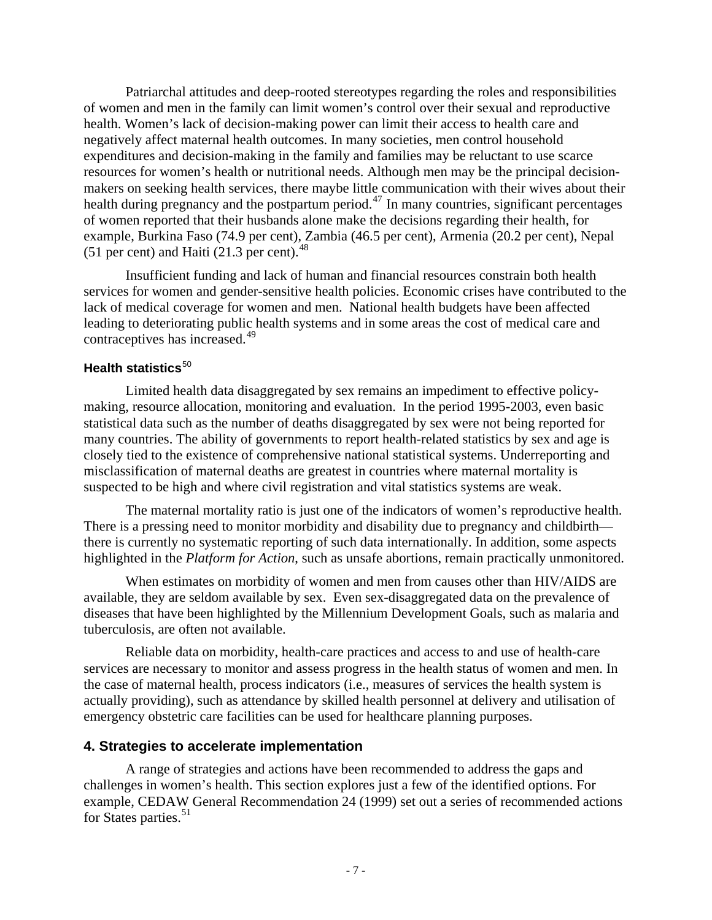Patriarchal attitudes and deep-rooted stereotypes regarding the roles and responsibilities of women and men in the family can limit women's control over their sexual and reproductive health. Women's lack of decision-making power can limit their access to health care and negatively affect maternal health outcomes. In many societies, men control household expenditures and decision-making in the family and families may be reluctant to use scarce resources for women's health or nutritional needs. Although men may be the principal decision-makers on seeking health services, there maybe little communication with their wives about their health during pregnancy and the postpartum period.[47] In many countries, significant percentages of women reported that their husbands alone make the decisions regarding their health, for example, Burkina Faso (74.9 per cent), Zambia (46.5 per cent), Armenia (20.2 per cent), Nepal (51 per cent) and Haiti (21.3 per cent).[48]

Insufficient funding and lack of human and financial resources constrain both health services for women and gender-sensitive health policies. Economic crises have contributed to the lack of medical coverage for women and men. National health budgets have been affected leading to deteriorating public health systems and in some areas the cost of medical care and contraceptives has increased.[49]

### Health statistics[50]

Limited health data disaggregated by sex remains an impediment to effective policy-making, resource allocation, monitoring and evaluation. In the period 1995-2003, even basic statistical data such as the number of deaths disaggregated by sex were not being reported for many countries. The ability of governments to report health-related statistics by sex and age is closely tied to the existence of comprehensive national statistical systems. Underreporting and misclassification of maternal deaths are greatest in countries where maternal mortality is suspected to be high and where civil registration and vital statistics systems are weak.

The maternal mortality ratio is just one of the indicators of women's reproductive health. There is a pressing need to monitor morbidity and disability due to pregnancy and childbirth—there is currently no systematic reporting of such data internationally. In addition, some aspects highlighted in the *Platform for Action*, such as unsafe abortions, remain practically unmonitored.

When estimates on morbidity of women and men from causes other than HIV/AIDS are available, they are seldom available by sex. Even sex-disaggregated data on the prevalence of diseases that have been highlighted by the Millennium Development Goals, such as malaria and tuberculosis, are often not available.

Reliable data on morbidity, health-care practices and access to and use of health-care services are necessary to monitor and assess progress in the health status of women and men. In the case of maternal health, process indicators (i.e., measures of services the health system is actually providing), such as attendance by skilled health personnel at delivery and utilisation of emergency obstetric care facilities can be used for healthcare planning purposes.

## 4. Strategies to accelerate implementation

A range of strategies and actions have been recommended to address the gaps and challenges in women's health. This section explores just a few of the identified options. For example, CEDAW General Recommendation 24 (1999) set out a series of recommended actions for States parties.[51]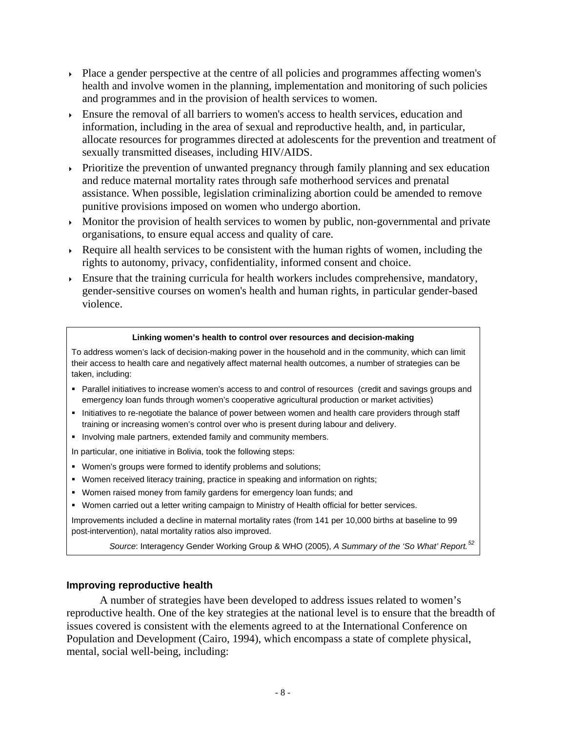- Place a gender perspective at the centre of all policies and programmes affecting women's health and involve women in the planning, implementation and monitoring of such policies and programmes and in the provision of health services to women.
- Ensure the removal of all barriers to women's access to health services, education and information, including in the area of sexual and reproductive health, and, in particular, allocate resources for programmes directed at adolescents for the prevention and treatment of sexually transmitted diseases, including HIV/AIDS.
- Prioritize the prevention of unwanted pregnancy through family planning and sex education and reduce maternal mortality rates through safe motherhood services and prenatal assistance. When possible, legislation criminalizing abortion could be amended to remove punitive provisions imposed on women who undergo abortion.
- Monitor the provision of health services to women by public, non-governmental and private organisations, to ensure equal access and quality of care.
- Require all health services to be consistent with the human rights of women, including the rights to autonomy, privacy, confidentiality, informed consent and choice.
- Ensure that the training curricula for health workers includes comprehensive, mandatory, gender-sensitive courses on women's health and human rights, in particular gender-based violence.

**Linking women's health to control over resources and decision-making**

To address women's lack of decision-making power in the household and in the community, which can limit their access to health care and negatively affect maternal health outcomes, a number of strategies can be taken, including:

- Parallel initiatives to increase women's access to and control of resources (credit and savings groups and emergency loan funds through women's cooperative agricultural production or market activities)
- Initiatives to re-negotiate the balance of power between women and health care providers through staff training or increasing women's control over who is present during labour and delivery.
- Involving male partners, extended family and community members.

In particular, one initiative in Bolivia, took the following steps:

- Women's groups were formed to identify problems and solutions;
- Women received literacy training, practice in speaking and information on rights;
- Women raised money from family gardens for emergency loan funds; and
- Women carried out a letter writing campaign to Ministry of Health official for better services.

Improvements included a decline in maternal mortality rates (from 141 per 10,000 births at baseline to 99 post-intervention), natal mortality ratios also improved.

*Source*: Interagency Gender Working Group & WHO (2005), *A Summary of the 'So What' Report.*[52]

### Improving reproductive health

A number of strategies have been developed to address issues related to women's reproductive health. One of the key strategies at the national level is to ensure that the breadth of issues covered is consistent with the elements agreed to at the International Conference on Population and Development (Cairo, 1994), which encompass a state of complete physical, mental, social well-being, including: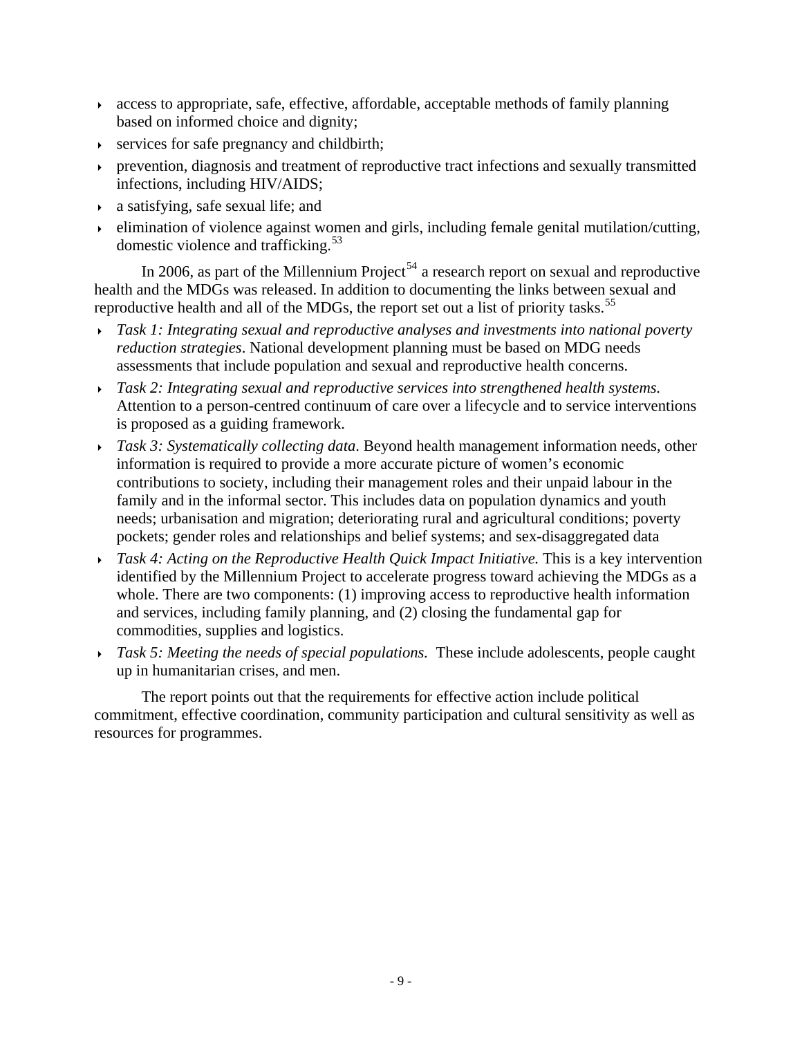- access to appropriate, safe, effective, affordable, acceptable methods of family planning based on informed choice and dignity;
- services for safe pregnancy and childbirth;
- prevention, diagnosis and treatment of reproductive tract infections and sexually transmitted infections, including HIV/AIDS;
- a satisfying, safe sexual life; and
- elimination of violence against women and girls, including female genital mutilation/cutting, domestic violence and trafficking.[53]

In 2006, as part of the Millennium Project[54] a research report on sexual and reproductive health and the MDGs was released. In addition to documenting the links between sexual and reproductive health and all of the MDGs, the report set out a list of priority tasks.[55]

- *Task 1: Integrating sexual and reproductive analyses and investments into national poverty reduction strategies*. National development planning must be based on MDG needs assessments that include population and sexual and reproductive health concerns.
- *Task 2: Integrating sexual and reproductive services into strengthened health systems.* Attention to a person-centred continuum of care over a lifecycle and to service interventions is proposed as a guiding framework.
- *Task 3: Systematically collecting data*. Beyond health management information needs, other information is required to provide a more accurate picture of women's economic contributions to society, including their management roles and their unpaid labour in the family and in the informal sector. This includes data on population dynamics and youth needs; urbanisation and migration; deteriorating rural and agricultural conditions; poverty pockets; gender roles and relationships and belief systems; and sex-disaggregated data
- *Task 4: Acting on the Reproductive Health Quick Impact Initiative.* This is a key intervention identified by the Millennium Project to accelerate progress toward achieving the MDGs as a whole. There are two components: (1) improving access to reproductive health information and services, including family planning, and (2) closing the fundamental gap for commodities, supplies and logistics.
- *Task 5: Meeting the needs of special populations.* These include adolescents, people caught up in humanitarian crises, and men.

The report points out that the requirements for effective action include political commitment, effective coordination, community participation and cultural sensitivity as well as resources for programmes.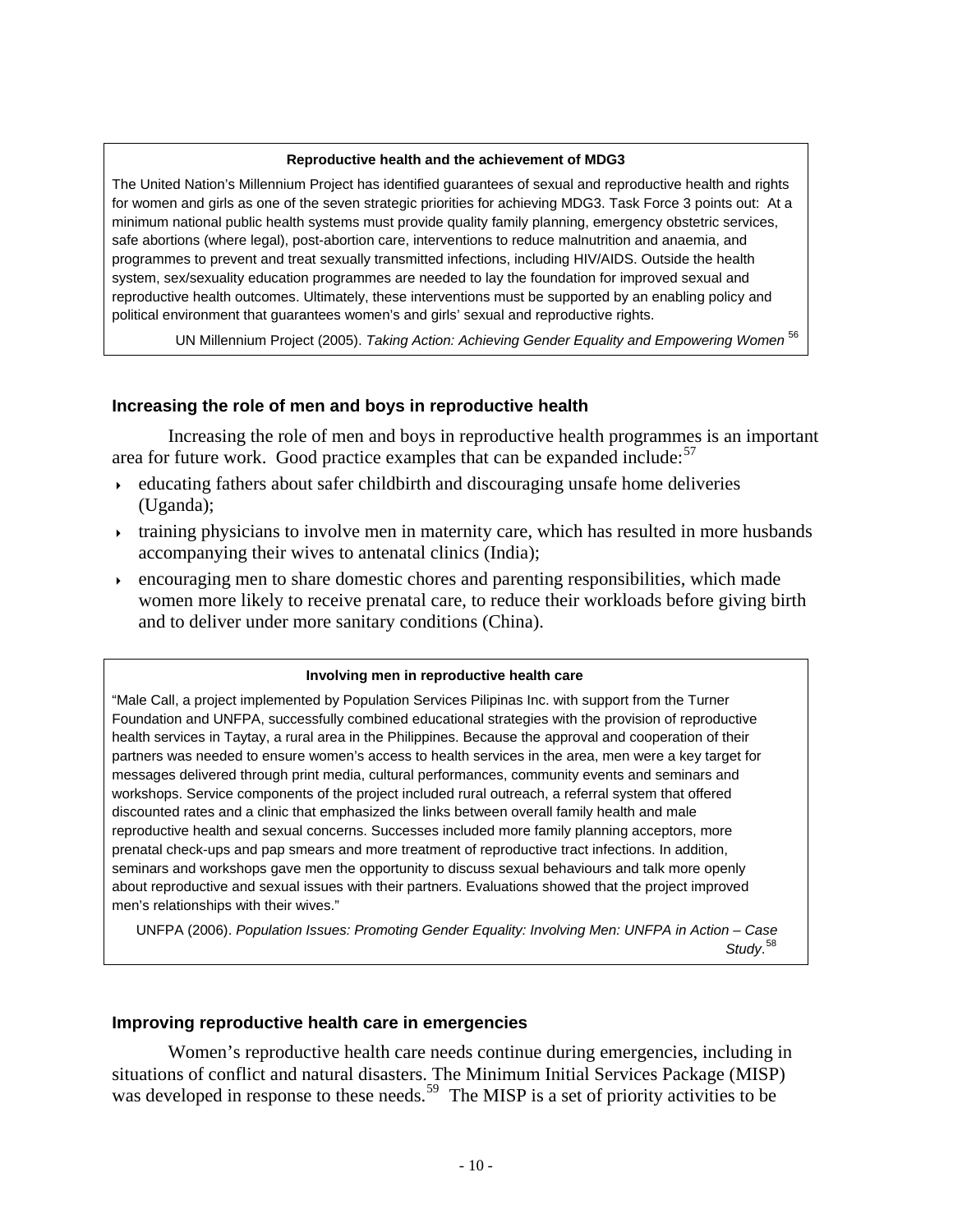**Reproductive health and the achievement of MDG3**

The United Nation's Millennium Project has identified guarantees of sexual and reproductive health and rights for women and girls as one of the seven strategic priorities for achieving MDG3. Task Force 3 points out: At a minimum national public health systems must provide quality family planning, emergency obstetric services, safe abortions (where legal), post-abortion care, interventions to reduce malnutrition and anaemia, and programmes to prevent and treat sexually transmitted infections, including HIV/AIDS. Outside the health system, sex/sexuality education programmes are needed to lay the foundation for improved sexual and reproductive health outcomes. Ultimately, these interventions must be supported by an enabling policy and political environment that guarantees women's and girls' sexual and reproductive rights.

UN Millennium Project (2005). *Taking Action: Achieving Gender Equality and Empowering Women* [56]

### Increasing the role of men and boys in reproductive health

Increasing the role of men and boys in reproductive health programmes is an important area for future work. Good practice examples that can be expanded include:[57]

- educating fathers about safer childbirth and discouraging unsafe home deliveries (Uganda);
- training physicians to involve men in maternity care, which has resulted in more husbands accompanying their wives to antenatal clinics (India);
- encouraging men to share domestic chores and parenting responsibilities, which made women more likely to receive prenatal care, to reduce their workloads before giving birth and to deliver under more sanitary conditions (China).

**Involving men in reproductive health care**

"Male Call, a project implemented by Population Services Pilipinas Inc. with support from the Turner Foundation and UNFPA, successfully combined educational strategies with the provision of reproductive health services in Taytay, a rural area in the Philippines. Because the approval and cooperation of their partners was needed to ensure women's access to health services in the area, men were a key target for messages delivered through print media, cultural performances, community events and seminars and workshops. Service components of the project included rural outreach, a referral system that offered discounted rates and a clinic that emphasized the links between overall family health and male reproductive health and sexual concerns. Successes included more family planning acceptors, more prenatal check-ups and pap smears and more treatment of reproductive tract infections. In addition, seminars and workshops gave men the opportunity to discuss sexual behaviours and talk more openly about reproductive and sexual issues with their partners. Evaluations showed that the project improved men's relationships with their wives."

UNFPA (2006). *Population Issues: Promoting Gender Equality: Involving Men: UNFPA in Action – Case Study*.[58]

### Improving reproductive health care in emergencies

Women's reproductive health care needs continue during emergencies, including in situations of conflict and natural disasters. The Minimum Initial Services Package (MISP) was developed in response to these needs.[59] The MISP is a set of priority activities to be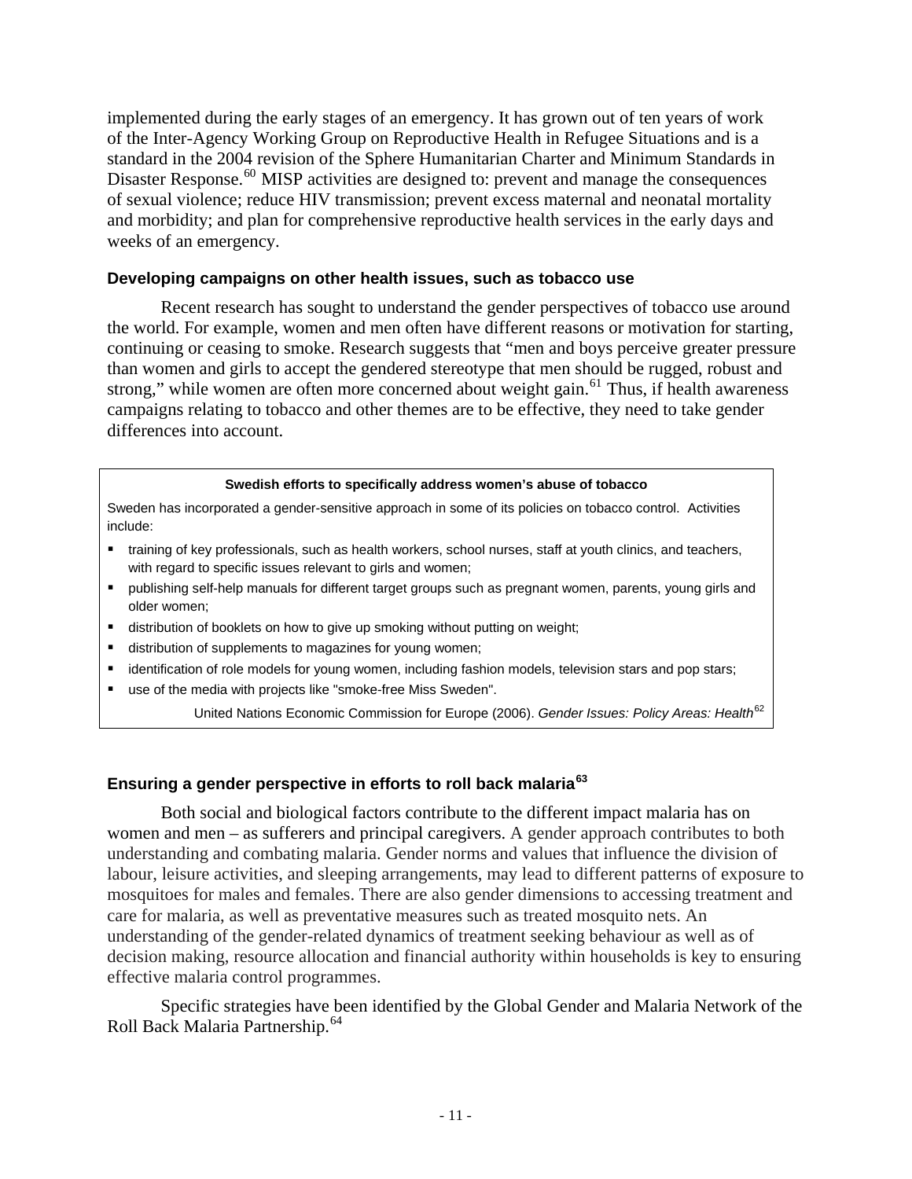implemented during the early stages of an emergency. It has grown out of ten years of work of the Inter-Agency Working Group on Reproductive Health in Refugee Situations and is a standard in the 2004 revision of the Sphere Humanitarian Charter and Minimum Standards in Disaster Response.[60] MISP activities are designed to: prevent and manage the consequences of sexual violence; reduce HIV transmission; prevent excess maternal and neonatal mortality and morbidity; and plan for comprehensive reproductive health services in the early days and weeks of an emergency.

### Developing campaigns on other health issues, such as tobacco use

Recent research has sought to understand the gender perspectives of tobacco use around the world. For example, women and men often have different reasons or motivation for starting, continuing or ceasing to smoke. Research suggests that "men and boys perceive greater pressure than women and girls to accept the gendered stereotype that men should be rugged, robust and strong," while women are often more concerned about weight gain.[61] Thus, if health awareness campaigns relating to tobacco and other themes are to be effective, they need to take gender differences into account.

**Swedish efforts to specifically address women's abuse of tobacco**

Sweden has incorporated a gender-sensitive approach in some of its policies on tobacco control. Activities include:

- training of key professionals, such as health workers, school nurses, staff at youth clinics, and teachers, with regard to specific issues relevant to girls and women;
- publishing self-help manuals for different target groups such as pregnant women, parents, young girls and older women;
- distribution of booklets on how to give up smoking without putting on weight;
- distribution of supplements to magazines for young women;
- identification of role models for young women, including fashion models, television stars and pop stars;
- use of the media with projects like "smoke-free Miss Sweden".

United Nations Economic Commission for Europe (2006). *Gender Issues: Policy Areas: Health*[62]

### Ensuring a gender perspective in efforts to roll back malaria[63]

Both social and biological factors contribute to the different impact malaria has on women and men – as sufferers and principal caregivers. A gender approach contributes to both understanding and combating malaria. Gender norms and values that influence the division of labour, leisure activities, and sleeping arrangements, may lead to different patterns of exposure to mosquitoes for males and females. There are also gender dimensions to accessing treatment and care for malaria, as well as preventative measures such as treated mosquito nets. An understanding of the gender-related dynamics of treatment seeking behaviour as well as of decision making, resource allocation and financial authority within households is key to ensuring effective malaria control programmes.

Specific strategies have been identified by the Global Gender and Malaria Network of the Roll Back Malaria Partnership.[64]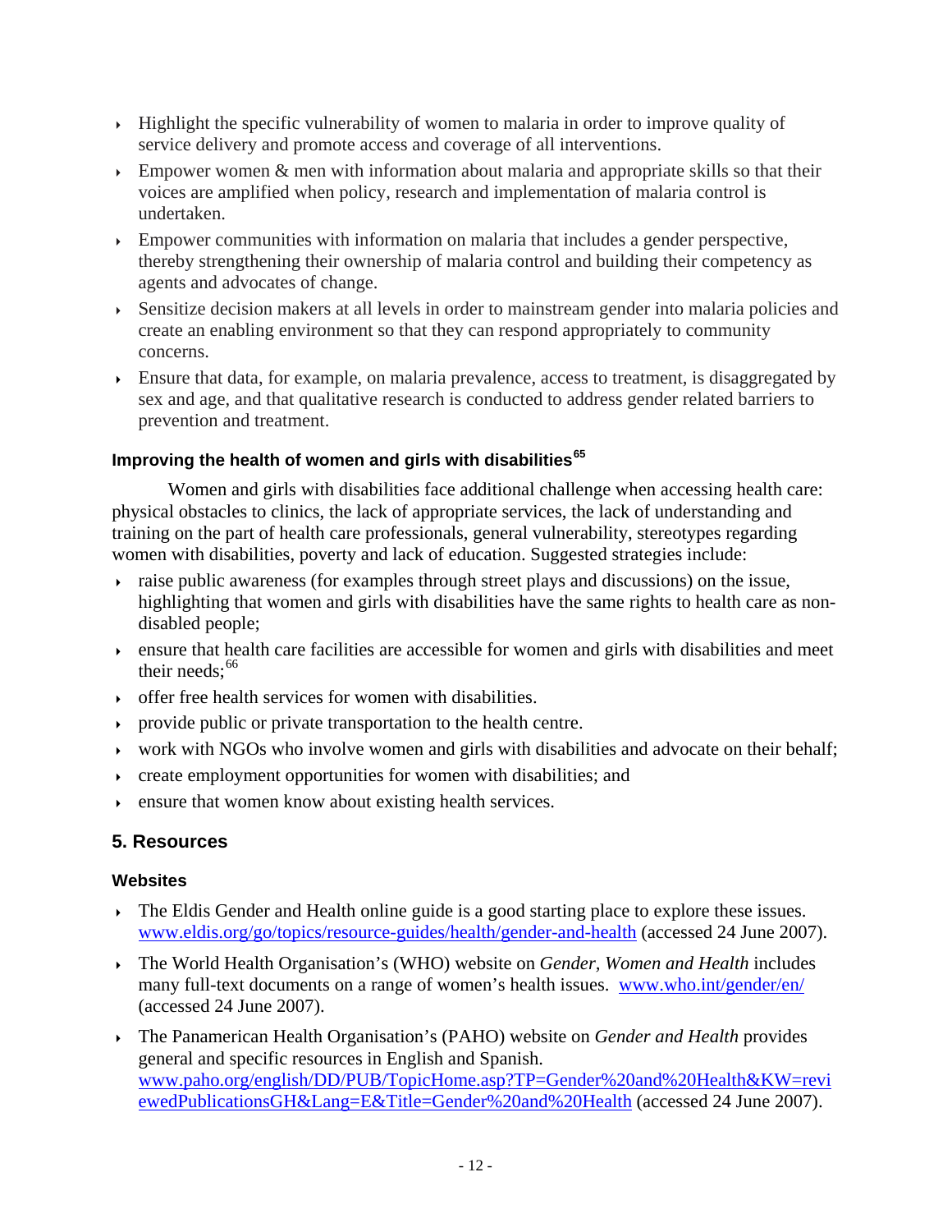- Highlight the specific vulnerability of women to malaria in order to improve quality of service delivery and promote access and coverage of all interventions.
- Empower women & men with information about malaria and appropriate skills so that their voices are amplified when policy, research and implementation of malaria control is undertaken.
- Empower communities with information on malaria that includes a gender perspective, thereby strengthening their ownership of malaria control and building their competency as agents and advocates of change.
- Sensitize decision makers at all levels in order to mainstream gender into malaria policies and create an enabling environment so that they can respond appropriately to community concerns.
- Ensure that data, for example, on malaria prevalence, access to treatment, is disaggregated by sex and age, and that qualitative research is conducted to address gender related barriers to prevention and treatment.

### Improving the health of women and girls with disabilities[65]

Women and girls with disabilities face additional challenge when accessing health care: physical obstacles to clinics, the lack of appropriate services, the lack of understanding and training on the part of health care professionals, general vulnerability, stereotypes regarding women with disabilities, poverty and lack of education. Suggested strategies include:

- raise public awareness (for examples through street plays and discussions) on the issue, highlighting that women and girls with disabilities have the same rights to health care as non-disabled people;
- ensure that health care facilities are accessible for women and girls with disabilities and meet their needs;[66]
- offer free health services for women with disabilities.
- provide public or private transportation to the health centre.
- work with NGOs who involve women and girls with disabilities and advocate on their behalf;
- create employment opportunities for women with disabilities; and
- ensure that women know about existing health services.

## 5. Resources

### Websites

- The Eldis Gender and Health online guide is a good starting place to explore these issues. www.eldis.org/go/topics/resource-guides/health/gender-and-health (accessed 24 June 2007).
- The World Health Organisation's (WHO) website on *Gender, Women and Health* includes many full-text documents on a range of women's health issues. www.who.int/gender/en/ (accessed 24 June 2007).
- The Panamerican Health Organisation's (PAHO) website on *Gender and Health* provides general and specific resources in English and Spanish. www.paho.org/english/DD/PUB/TopicHome.asp?TP=Gender%20and%20Health&KW=reviewedPublicationsGH&Lang=E&Title=Gender%20and%20Health (accessed 24 June 2007).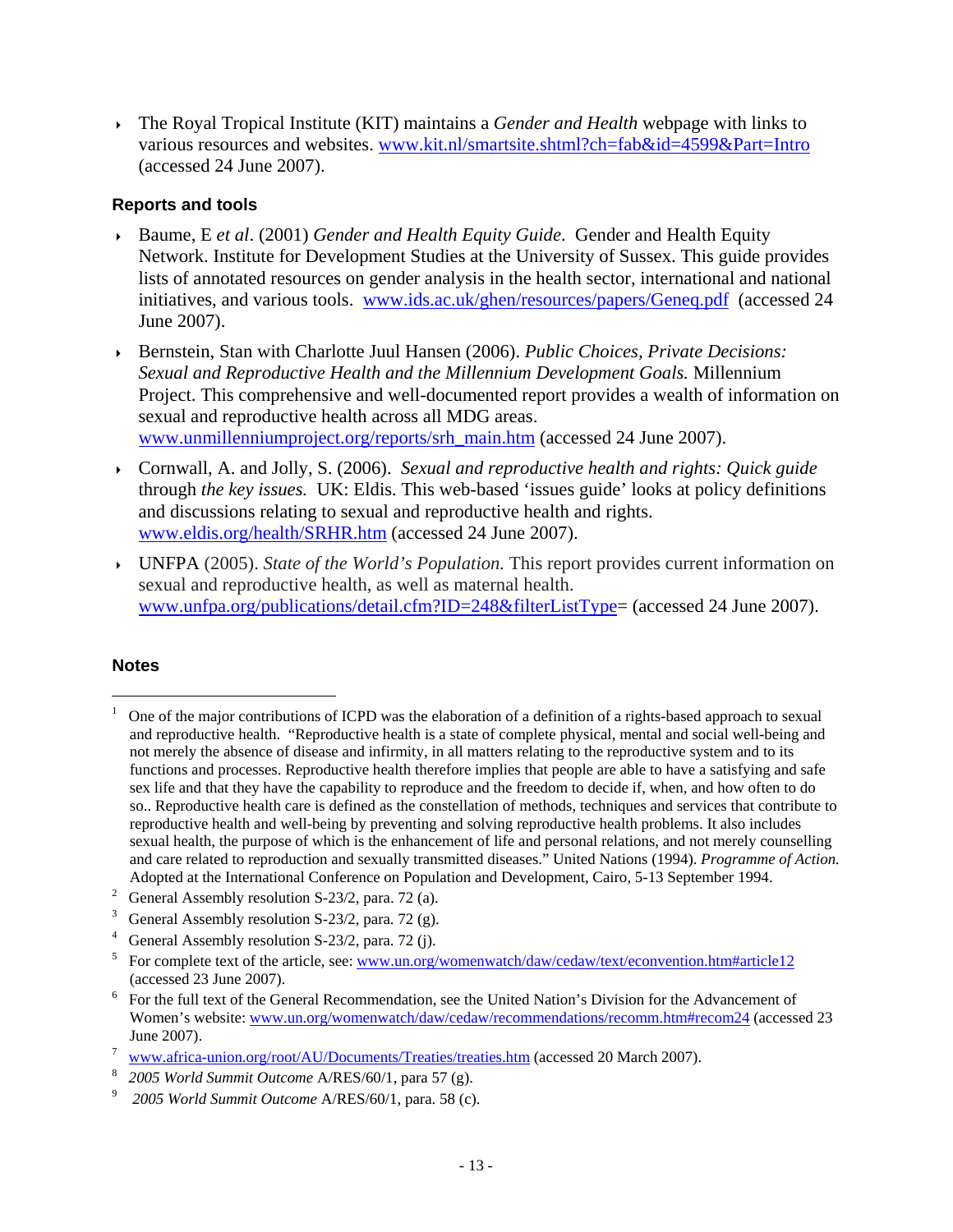- The Royal Tropical Institute (KIT) maintains a *Gender and Health* webpage with links to various resources and websites. www.kit.nl/smartsite.shtml?ch=fab&id=4599&Part=Intro (accessed 24 June 2007).

### Reports and tools

- Baume, E *et al*. (2001) *Gender and Health Equity Guide*. Gender and Health Equity Network. Institute for Development Studies at the University of Sussex. This guide provides lists of annotated resources on gender analysis in the health sector, international and national initiatives, and various tools. www.ids.ac.uk/ghen/resources/papers/Geneq.pdf (accessed 24 June 2007).
- Bernstein, Stan with Charlotte Juul Hansen (2006). *Public Choices, Private Decisions: Sexual and Reproductive Health and the Millennium Development Goals.* Millennium Project. This comprehensive and well-documented report provides a wealth of information on sexual and reproductive health across all MDG areas. www.unmillenniumproject.org/reports/srh_main.htm (accessed 24 June 2007).
- Cornwall, A. and Jolly, S. (2006). *Sexual and reproductive health and rights: Quick guide* through *the key issues.* UK: Eldis. This web-based 'issues guide' looks at policy definitions and discussions relating to sexual and reproductive health and rights. www.eldis.org/health/SRHR.htm (accessed 24 June 2007).
- UNFPA (2005). *State of the World's Population.* This report provides current information on sexual and reproductive health, as well as maternal health. www.unfpa.org/publications/detail.cfm?ID=248&filterListType= (accessed 24 June 2007).

### Notes

[1] One of the major contributions of ICPD was the elaboration of a definition of a rights-based approach to sexual and reproductive health. "Reproductive health is a state of complete physical, mental and social well-being and not merely the absence of disease and infirmity, in all matters relating to the reproductive system and to its functions and processes. Reproductive health therefore implies that people are able to have a satisfying and safe sex life and that they have the capability to reproduce and the freedom to decide if, when, and how often to do so.. Reproductive health care is defined as the constellation of methods, techniques and services that contribute to reproductive health and well-being by preventing and solving reproductive health problems. It also includes sexual health, the purpose of which is the enhancement of life and personal relations, and not merely counselling and care related to reproduction and sexually transmitted diseases." United Nations (1994). *Programme of Action.* Adopted at the International Conference on Population and Development, Cairo, 5-13 September 1994.

[2] General Assembly resolution S-23/2, para. 72 (a).

[3] General Assembly resolution S-23/2, para. 72 (g).

[4] General Assembly resolution S-23/2, para. 72 (j).

[5] For complete text of the article, see: www.un.org/womenwatch/daw/cedaw/text/econvention.htm#article12 (accessed 23 June 2007).

[6] For the full text of the General Recommendation, see the United Nation's Division for the Advancement of Women's website: www.un.org/womenwatch/daw/cedaw/recommendations/recomm.htm#recom24 (accessed 23 June 2007).

[7] www.africa-union.org/root/AU/Documents/Treaties/treaties.htm (accessed 20 March 2007).

[8] *2005 World Summit Outcome* A/RES/60/1, para 57 (g).

[9] *2005 World Summit Outcome* A/RES/60/1, para. 58 (c).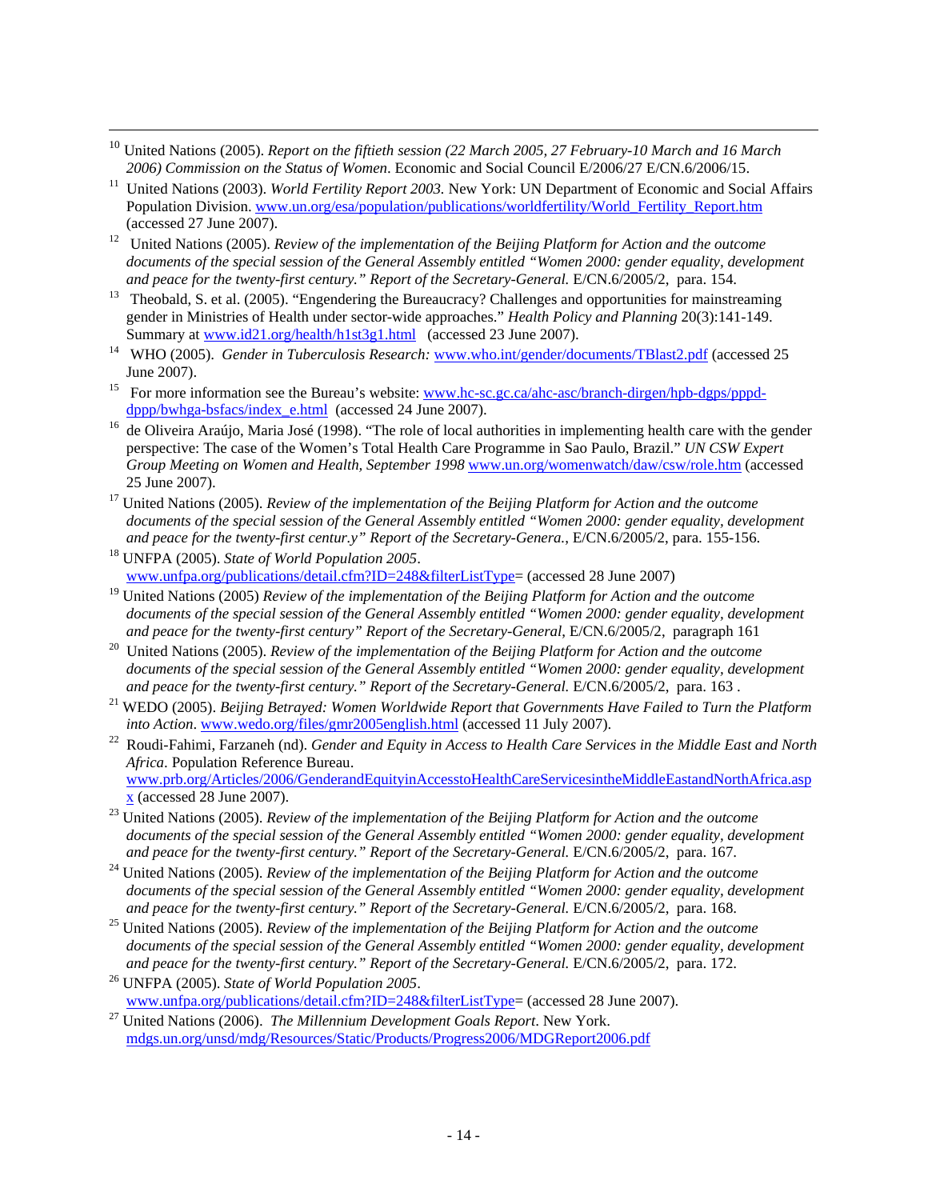[10] United Nations (2005). *Report on the fiftieth session (22 March 2005, 27 February-10 March and 16 March 2006) Commission on the Status of Women*. Economic and Social Council E/2006/27 E/CN.6/2006/15.

[11] United Nations (2003). *World Fertility Report 2003.* New York: UN Department of Economic and Social Affairs Population Division. www.un.org/esa/population/publications/worldfertility/World_Fertility_Report.htm (accessed 27 June 2007).

[12] United Nations (2005). *Review of the implementation of the Beijing Platform for Action and the outcome documents of the special session of the General Assembly entitled "Women 2000: gender equality, development and peace for the twenty-first century." Report of the Secretary-General.* E/CN.6/2005/2, para. 154.

[13] Theobald, S. et al. (2005). "Engendering the Bureaucracy? Challenges and opportunities for mainstreaming gender in Ministries of Health under sector-wide approaches." *Health Policy and Planning* 20(3):141-149. Summary at www.id21.org/health/h1st3g1.html (accessed 23 June 2007).

[14] WHO (2005). *Gender in Tuberculosis Research:* www.who.int/gender/documents/TBlast2.pdf (accessed 25 June 2007).

[15] For more information see the Bureau's website: www.hc-sc.gc.ca/ahc-asc/branch-dirgen/hpb-dgps/pppd-dppp/bwhga-bsfacs/index_e.html (accessed 24 June 2007).

[16] de Oliveira Araújo, Maria José (1998). "The role of local authorities in implementing health care with the gender perspective: The case of the Women's Total Health Care Programme in Sao Paulo, Brazil." *UN CSW Expert Group Meeting on Women and Health, September 1998* www.un.org/womenwatch/daw/csw/role.htm (accessed 25 June 2007).

[17] United Nations (2005). *Review of the implementation of the Beijing Platform for Action and the outcome documents of the special session of the General Assembly entitled "Women 2000: gender equality, development and peace for the twenty-first centur.y" Report of the Secretary-Genera.*, E/CN.6/2005/2, para. 155-156.

[18] UNFPA (2005). *State of World Population 2005*. www.unfpa.org/publications/detail.cfm?ID=248&filterListType= (accessed 28 June 2007)

[19] United Nations (2005) *Review of the implementation of the Beijing Platform for Action and the outcome documents of the special session of the General Assembly entitled "Women 2000: gender equality, development and peace for the twenty-first century" Report of the Secretary-General*, E/CN.6/2005/2, paragraph 161

[20] United Nations (2005). *Review of the implementation of the Beijing Platform for Action and the outcome documents of the special session of the General Assembly entitled "Women 2000: gender equality, development and peace for the twenty-first century." Report of the Secretary-General.* E/CN.6/2005/2, para. 163 .

[21] WEDO (2005). *Beijing Betrayed: Women Worldwide Report that Governments Have Failed to Turn the Platform into Action*. www.wedo.org/files/gmr2005english.html (accessed 11 July 2007).

[22] Roudi-Fahimi, Farzaneh (nd). *Gender and Equity in Access to Health Care Services in the Middle East and North Africa*. Population Reference Bureau. www.prb.org/Articles/2006/GenderandEquityinAccesstoHealthCareServicesintheMiddleEastandNorthAfrica.aspx (accessed 28 June 2007).

[23] United Nations (2005). *Review of the implementation of the Beijing Platform for Action and the outcome documents of the special session of the General Assembly entitled "Women 2000: gender equality, development and peace for the twenty-first century." Report of the Secretary-General.* E/CN.6/2005/2, para. 167.

[24] United Nations (2005). *Review of the implementation of the Beijing Platform for Action and the outcome documents of the special session of the General Assembly entitled "Women 2000: gender equality, development and peace for the twenty-first century." Report of the Secretary-General.* E/CN.6/2005/2, para. 168.

[25] United Nations (2005). *Review of the implementation of the Beijing Platform for Action and the outcome documents of the special session of the General Assembly entitled "Women 2000: gender equality, development and peace for the twenty-first century." Report of the Secretary-General.* E/CN.6/2005/2, para. 172.

[26] UNFPA (2005). *State of World Population 2005*. www.unfpa.org/publications/detail.cfm?ID=248&filterListType= (accessed 28 June 2007).

[27] United Nations (2006). *The Millennium Development Goals Report*. New York. mdgs.un.org/unsd/mdg/Resources/Static/Products/Progress2006/MDGReport2006.pdf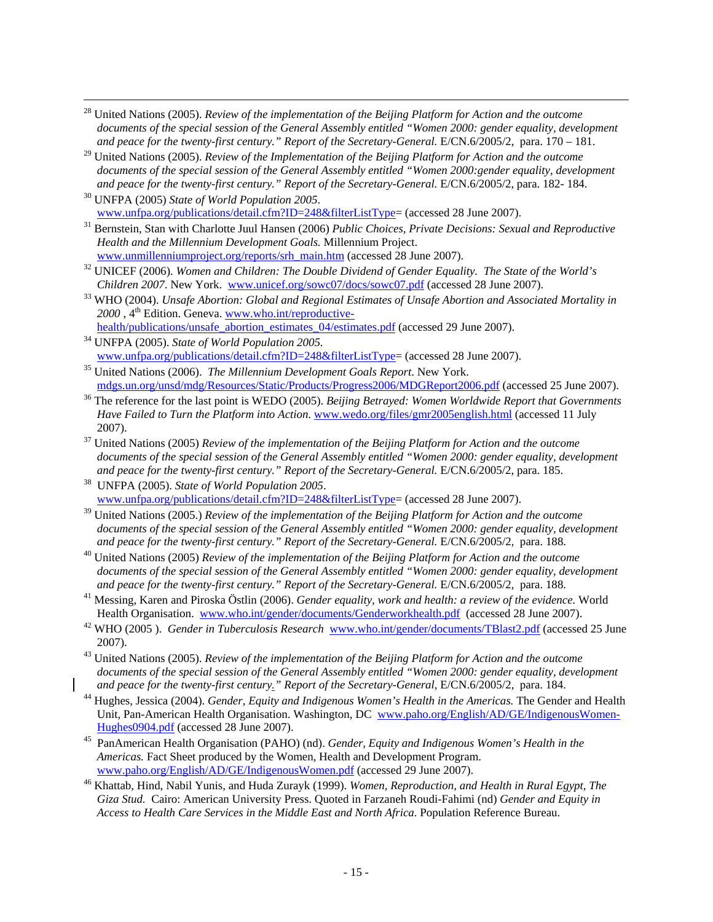[28] United Nations (2005). *Review of the implementation of the Beijing Platform for Action and the outcome documents of the special session of the General Assembly entitled "Women 2000: gender equality, development and peace for the twenty-first century." Report of the Secretary-General.* E/CN.6/2005/2, para. 170 – 181.

[29] United Nations (2005). *Review of the Implementation of the Beijing Platform for Action and the outcome documents of the special session of the General Assembly entitled "Women 2000:gender equality, development and peace for the twenty-first century." Report of the Secretary-General.* E/CN.6/2005/2, para. 182- 184.

[30] UNFPA (2005) *State of World Population 2005*. www.unfpa.org/publications/detail.cfm?ID=248&filterListType= (accessed 28 June 2007).

[31] Bernstein, Stan with Charlotte Juul Hansen (2006) *Public Choices, Private Decisions: Sexual and Reproductive Health and the Millennium Development Goals.* Millennium Project. www.unmillenniumproject.org/reports/srh_main.htm (accessed 28 June 2007).

[32] UNICEF (2006). *Women and Children: The Double Dividend of Gender Equality. The State of the World's Children 2007*. New York. www.unicef.org/sowc07/docs/sowc07.pdf (accessed 28 June 2007).

[33] WHO (2004). *Unsafe Abortion: Global and Regional Estimates of Unsafe Abortion and Associated Mortality in 2000* , 4th Edition. Geneva. www.who.int/reproductive-health/publications/unsafe_abortion_estimates_04/estimates.pdf (accessed 29 June 2007).

[34] UNFPA (2005). *State of World Population 2005.* www.unfpa.org/publications/detail.cfm?ID=248&filterListType= (accessed 28 June 2007).

[35] United Nations (2006). *The Millennium Development Goals Report*. New York. mdgs.un.org/unsd/mdg/Resources/Static/Products/Progress2006/MDGReport2006.pdf (accessed 25 June 2007).

[36] The reference for the last point is WEDO (2005). *Beijing Betrayed: Women Worldwide Report that Governments Have Failed to Turn the Platform into Action.* www.wedo.org/files/gmr2005english.html (accessed 11 July 2007).

[37] United Nations (2005) *Review of the implementation of the Beijing Platform for Action and the outcome documents of the special session of the General Assembly entitled "Women 2000: gender equality, development and peace for the twenty-first century." Report of the Secretary-General.* E/CN.6/2005/2, para. 185.

[38] UNFPA (2005). *State of World Population 2005*. www.unfpa.org/publications/detail.cfm?ID=248&filterListType= (accessed 28 June 2007).

[39] United Nations (2005.) *Review of the implementation of the Beijing Platform for Action and the outcome documents of the special session of the General Assembly entitled "Women 2000: gender equality, development and peace for the twenty-first century." Report of the Secretary-General.* E/CN.6/2005/2, para. 188.

[40] United Nations (2005) *Review of the implementation of the Beijing Platform for Action and the outcome documents of the special session of the General Assembly entitled "Women 2000: gender equality, development and peace for the twenty-first century." Report of the Secretary-General.* E/CN.6/2005/2, para. 188.

[41] Messing, Karen and Piroska Östlin (2006). *Gender equality, work and health: a review of the evidence.* World Health Organisation. www.who.int/gender/documents/Genderworkhealth.pdf (accessed 28 June 2007).

[42] WHO (2005 ). *Gender in Tuberculosis Research* www.who.int/gender/documents/TBlast2.pdf (accessed 25 June 2007).

[43] United Nations (2005). *Review of the implementation of the Beijing Platform for Action and the outcome documents of the special session of the General Assembly entitled "Women 2000: gender equality, development and peace for the twenty-first century." Report of the Secretary-General*, E/CN.6/2005/2, para. 184.

[44] Hughes, Jessica (2004). *Gender, Equity and Indigenous Women's Health in the Americas.* The Gender and Health Unit, Pan-American Health Organisation. Washington, DC www.paho.org/English/AD/GE/IndigenousWomen-Hughes0904.pdf (accessed 28 June 2007).

[45] PanAmerican Health Organisation (PAHO) (nd). *Gender, Equity and Indigenous Women's Health in the Americas.* Fact Sheet produced by the Women, Health and Development Program. www.paho.org/English/AD/GE/IndigenousWomen.pdf (accessed 29 June 2007).

[46] Khattab, Hind, Nabil Yunis, and Huda Zurayk (1999). *Women, Reproduction, and Health in Rural Egypt, The Giza Stud.* Cairo: American University Press. Quoted in Farzaneh Roudi-Fahimi (nd) *Gender and Equity in Access to Health Care Services in the Middle East and North Africa.* Population Reference Bureau.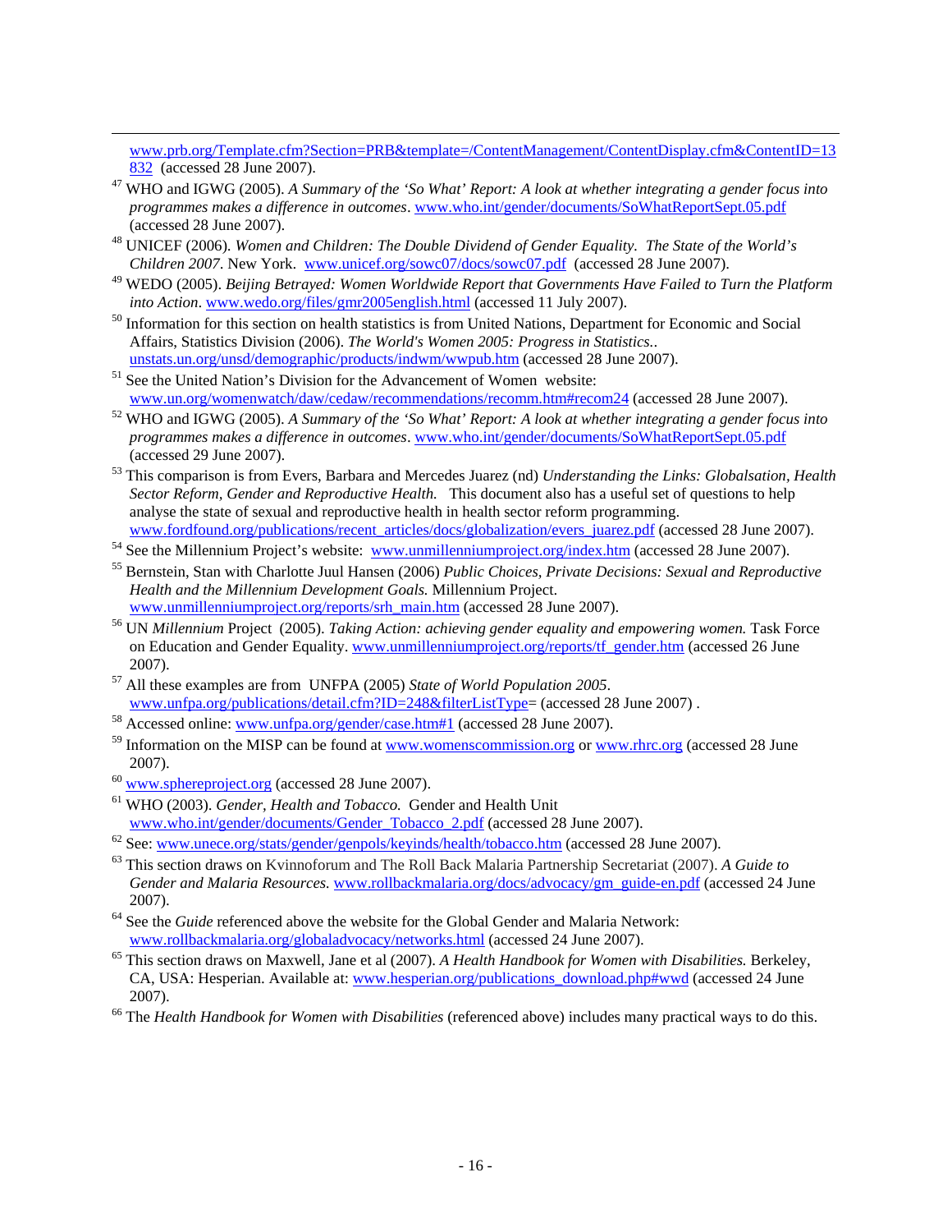www.prb.org/Template.cfm?Section=PRB&template=/ContentManagement/ContentDisplay.cfm&ContentID=13832 (accessed 28 June 2007).

[47] WHO and IGWG (2005). *A Summary of the 'So What' Report: A look at whether integrating a gender focus into programmes makes a difference in outcomes*. www.who.int/gender/documents/SoWhatReportSept.05.pdf (accessed 28 June 2007).

[48] UNICEF (2006). *Women and Children: The Double Dividend of Gender Equality. The State of the World's Children 2007*. New York. www.unicef.org/sowc07/docs/sowc07.pdf (accessed 28 June 2007).

[49] WEDO (2005). *Beijing Betrayed: Women Worldwide Report that Governments Have Failed to Turn the Platform into Action*. www.wedo.org/files/gmr2005english.html (accessed 11 July 2007).

[50] Information for this section on health statistics is from United Nations, Department for Economic and Social Affairs, Statistics Division (2006). *The World's Women 2005: Progress in Statistics.*. unstats.un.org/unsd/demographic/products/indwm/wwpub.htm (accessed 28 June 2007).

[51] See the United Nation's Division for the Advancement of Women website: www.un.org/womenwatch/daw/cedaw/recommendations/recomm.htm#recom24 (accessed 28 June 2007).

[52] WHO and IGWG (2005). *A Summary of the 'So What' Report: A look at whether integrating a gender focus into programmes makes a difference in outcomes*. www.who.int/gender/documents/SoWhatReportSept.05.pdf (accessed 29 June 2007).

[53] This comparison is from Evers, Barbara and Mercedes Juarez (nd) *Understanding the Links: Globalsation, Health Sector Reform, Gender and Reproductive Health.* This document also has a useful set of questions to help analyse the state of sexual and reproductive health in health sector reform programming. www.fordfound.org/publications/recent_articles/docs/globalization/evers_juarez.pdf (accessed 28 June 2007).

[54] See the Millennium Project's website: www.unmillenniumproject.org/index.htm (accessed 28 June 2007).

[55] Bernstein, Stan with Charlotte Juul Hansen (2006) *Public Choices, Private Decisions: Sexual and Reproductive Health and the Millennium Development Goals.* Millennium Project. www.unmillenniumproject.org/reports/srh_main.htm (accessed 28 June 2007).

[56] UN *Millennium* Project (2005). *Taking Action: achieving gender equality and empowering women.* Task Force on Education and Gender Equality. www.unmillenniumproject.org/reports/tf_gender.htm (accessed 26 June 2007).

[57] All these examples are from UNFPA (2005) *State of World Population 2005*. www.unfpa.org/publications/detail.cfm?ID=248&filterListType= (accessed 28 June 2007) .

[58] Accessed online: www.unfpa.org/gender/case.htm#1 (accessed 28 June 2007).

[59] Information on the MISP can be found at www.womenscommission.org or www.rhrc.org (accessed 28 June 2007).

[60] www.sphereproject.org (accessed 28 June 2007).

[61] WHO (2003). *Gender, Health and Tobacco.* Gender and Health Unit www.who.int/gender/documents/Gender_Tobacco_2.pdf (accessed 28 June 2007).

[62] See: www.unece.org/stats/gender/genpols/keyinds/health/tobacco.htm (accessed 28 June 2007).

[63] This section draws on Kvinnoforum and The Roll Back Malaria Partnership Secretariat (2007). *A Guide to Gender and Malaria Resources.* www.rollbackmalaria.org/docs/advocacy/gm_guide-en.pdf (accessed 24 June 2007).

[64] See the *Guide* referenced above the website for the Global Gender and Malaria Network: www.rollbackmalaria.org/globaladvocacy/networks.html (accessed 24 June 2007).

[65] This section draws on Maxwell, Jane et al (2007). *A Health Handbook for Women with Disabilities.* Berkeley, CA, USA: Hesperian. Available at: www.hesperian.org/publications_download.php#wwd (accessed 24 June 2007).

[66] The *Health Handbook for Women with Disabilities* (referenced above) includes many practical ways to do this.